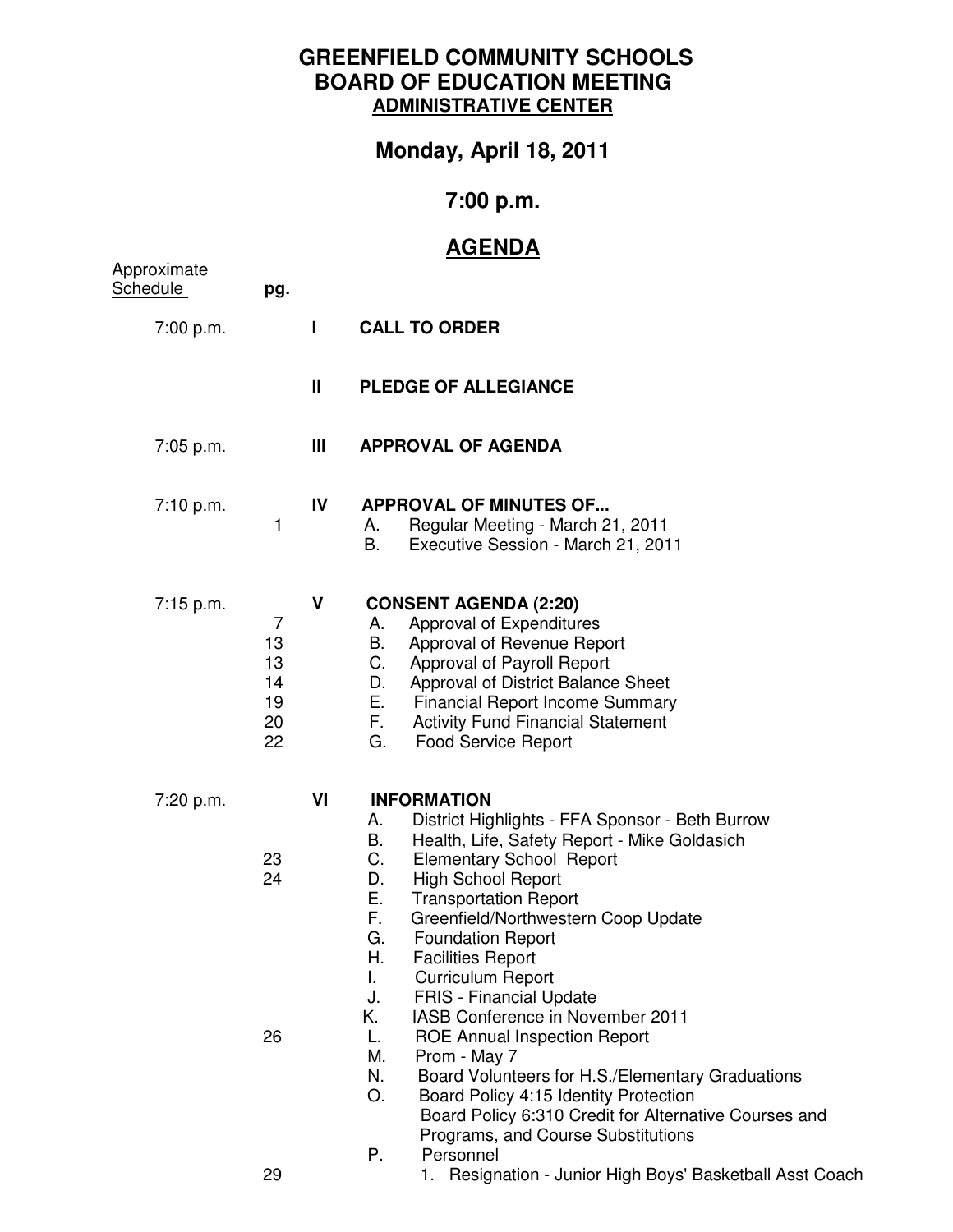# GREENFIELD COMMUNITY SCHOOLS
# BOARD OF EDUCATION MEETING
## ADMINISTRATIVE CENTER

## Monday, April 18, 2011

## 7:00 p.m.

## AGENDA

| Approximate Schedule | pg. | | |
|---|---|---|---|
| 7:00 p.m. | | I | **CALL TO ORDER** |
| | | II | **PLEDGE OF ALLEGIANCE** |
| 7:05 p.m. | | III | **APPROVAL OF AGENDA** |
| 7:10 p.m. | | IV | **APPROVAL OF MINUTES OF...** |
| | 1 | | A. Regular Meeting - March 21, 2011 |
| | | | B. Executive Session - March 21, 2011 |
| 7:15 p.m. | | V | **CONSENT AGENDA (2:20)** |
| | 7 | | A. Approval of Expenditures |
| | 13 | | B. Approval of Revenue Report |
| | 13 | | C. Approval of Payroll Report |
| | 14 | | D. Approval of District Balance Sheet |
| | 19 | | E. Financial Report Income Summary |
| | 20 | | F. Activity Fund Financial Statement |
| | 22 | | G. Food Service Report |
| 7:20 p.m. | | VI | **INFORMATION** |
| | | | A. District Highlights - FFA Sponsor - Beth Burrow |
| | | | B. Health, Life, Safety Report - Mike Goldasich |
| | 23 | | C. Elementary School Report |
| | 24 | | D. High School Report |
| | | | E. Transportation Report |
| | | | F. Greenfield/Northwestern Coop Update |
| | | | G. Foundation Report |
| | | | H. Facilities Report |
| | | | I. Curriculum Report |
| | | | J. FRIS - Financial Update |
| | | | K. IASB Conference in November 2011 |
| | 26 | | L. ROE Annual Inspection Report |
| | | | M. Prom - May 7 |
| | | | N. Board Volunteers for H.S./Elementary Graduations |
| | | | O. Board Policy 4:15 Identity Protection<br>Board Policy 6:310 Credit for Alternative Courses and Programs, and Course Substitutions |
| | | | P. Personnel |
| | 29 | | 1. Resignation - Junior High Boys' Basketball Asst Coach |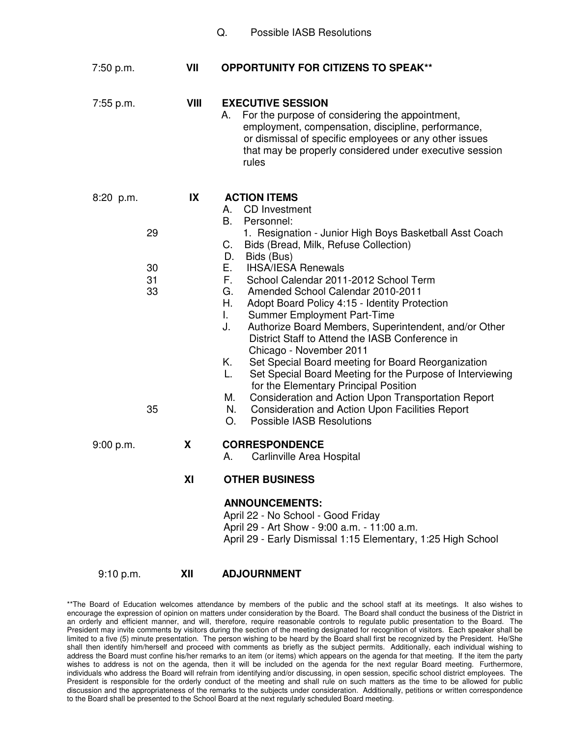Q. Possible IASB Resolutions

| | | | |
|---|---|---|---|
| 7:50 p.m. | | **VII** | **OPPORTUNITY FOR CITIZENS TO SPEAK**\*\* |
| 7:55 p.m. | | **VIII** | **EXECUTIVE SESSION** |
| | | | A. For the purpose of considering the appointment, employment, compensation, discipline, performance, or dismissal of specific employees or any other issues that may be properly considered under executive session rules |
| 8:20 p.m. | | **IX** | **ACTION ITEMS** |
| | | | A. CD Investment |
| | | | B. Personnel: |
| | 29 | | 1. Resignation - Junior High Boys Basketball Asst Coach |
| | | | C. Bids (Bread, Milk, Refuse Collection) |
| | | | D. Bids (Bus) |
| | 30 | | E. IHSA/IESA Renewals |
| | 31 | | F. School Calendar 2011-2012 School Term |
| | 33 | | G. Amended School Calendar 2010-2011 |
| | | | H. Adopt Board Policy 4:15 - Identity Protection |
| | | | I. Summer Employment Part-Time |
| | | | J. Authorize Board Members, Superintendent, and/or Other District Staff to Attend the IASB Conference in Chicago - November 2011 |
| | | | K. Set Special Board meeting for Board Reorganization |
| | | | L. Set Special Board Meeting for the Purpose of Interviewing for the Elementary Principal Position |
| | | | M. Consideration and Action Upon Transportation Report |
| | 35 | | N. Consideration and Action Upon Facilities Report |
| | | | O. Possible IASB Resolutions |
| 9:00 p.m. | | **X** | **CORRESPONDENCE** |
| | | | A. Carlinville Area Hospital |
| | | **XI** | **OTHER BUSINESS** |
| | | | **ANNOUNCEMENTS:** |
| | | | April 22 - No School - Good Friday |
| | | | April 29 - Art Show - 9:00 a.m. - 11:00 a.m. |
| | | | April 29 - Early Dismissal 1:15 Elementary, 1:25 High School |
| 9:10 p.m. | | **XII** | **ADJOURNMENT** |

\*\*The Board of Education welcomes attendance by members of the public and the school staff at its meetings. It also wishes to encourage the expression of opinion on matters under consideration by the Board. The Board shall conduct the business of the District in an orderly and efficient manner, and will, therefore, require reasonable controls to regulate public presentation to the Board. The President may invite comments by visitors during the section of the meeting designated for recognition of visitors. Each speaker shall be limited to a five (5) minute presentation. The person wishing to be heard by the Board shall first be recognized by the President. He/She shall then identify him/herself and proceed with comments as briefly as the subject permits. Additionally, each individual wishing to address the Board must confine his/her remarks to an item (or items) which appears on the agenda for that meeting. If the item the party wishes to address is not on the agenda, then it will be included on the agenda for the next regular Board meeting. Furthermore, individuals who address the Board will refrain from identifying and/or discussing, in open session, specific school district employees. The President is responsible for the orderly conduct of the meeting and shall rule on such matters as the time to be allowed for public discussion and the appropriateness of the remarks to the subjects under consideration. Additionally, petitions or written correspondence to the Board shall be presented to the School Board at the next regularly scheduled Board meeting.